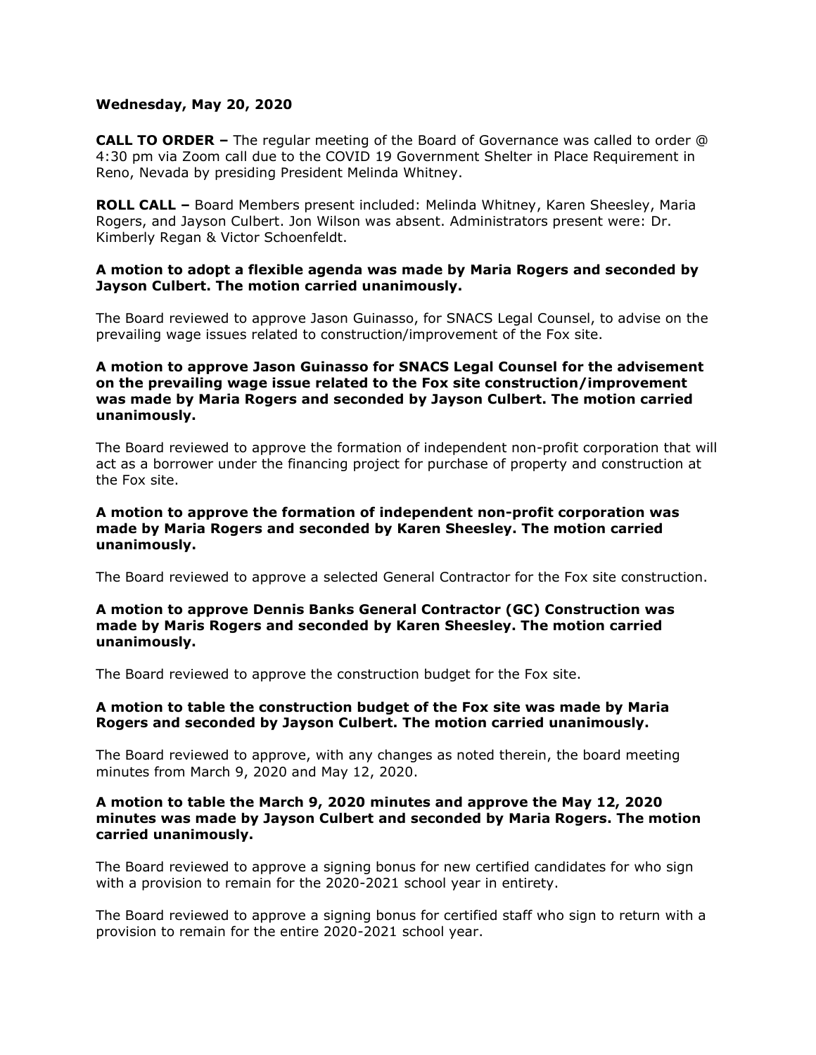**Wednesday, May 20, 2020**

**CALL TO ORDER –** The regular meeting of the Board of Governance was called to order @ 4:30 pm via Zoom call due to the COVID 19 Government Shelter in Place Requirement in Reno, Nevada by presiding President Melinda Whitney.

**ROLL CALL –** Board Members present included: Melinda Whitney, Karen Sheesley, Maria Rogers, and Jayson Culbert. Jon Wilson was absent. Administrators present were: Dr. Kimberly Regan & Victor Schoenfeldt.

**A motion to adopt a flexible agenda was made by Maria Rogers and seconded by Jayson Culbert. The motion carried unanimously.**

The Board reviewed to approve Jason Guinasso, for SNACS Legal Counsel, to advise on the prevailing wage issues related to construction/improvement of the Fox site.

**A motion to approve Jason Guinasso for SNACS Legal Counsel for the advisement on the prevailing wage issue related to the Fox site construction/improvement was made by Maria Rogers and seconded by Jayson Culbert. The motion carried unanimously.**

The Board reviewed to approve the formation of independent non-profit corporation that will act as a borrower under the financing project for purchase of property and construction at the Fox site.

**A motion to approve the formation of independent non-profit corporation was made by Maria Rogers and seconded by Karen Sheesley. The motion carried unanimously.**

The Board reviewed to approve a selected General Contractor for the Fox site construction.

**A motion to approve Dennis Banks General Contractor (GC) Construction was made by Maris Rogers and seconded by Karen Sheesley. The motion carried unanimously.**

The Board reviewed to approve the construction budget for the Fox site.

**A motion to table the construction budget of the Fox site was made by Maria Rogers and seconded by Jayson Culbert. The motion carried unanimously.**

The Board reviewed to approve, with any changes as noted therein, the board meeting minutes from March 9, 2020 and May 12, 2020.

**A motion to table the March 9, 2020 minutes and approve the May 12, 2020 minutes was made by Jayson Culbert and seconded by Maria Rogers. The motion carried unanimously.**

The Board reviewed to approve a signing bonus for new certified candidates for who sign with a provision to remain for the 2020-2021 school year in entirety.

The Board reviewed to approve a signing bonus for certified staff who sign to return with a provision to remain for the entire 2020-2021 school year.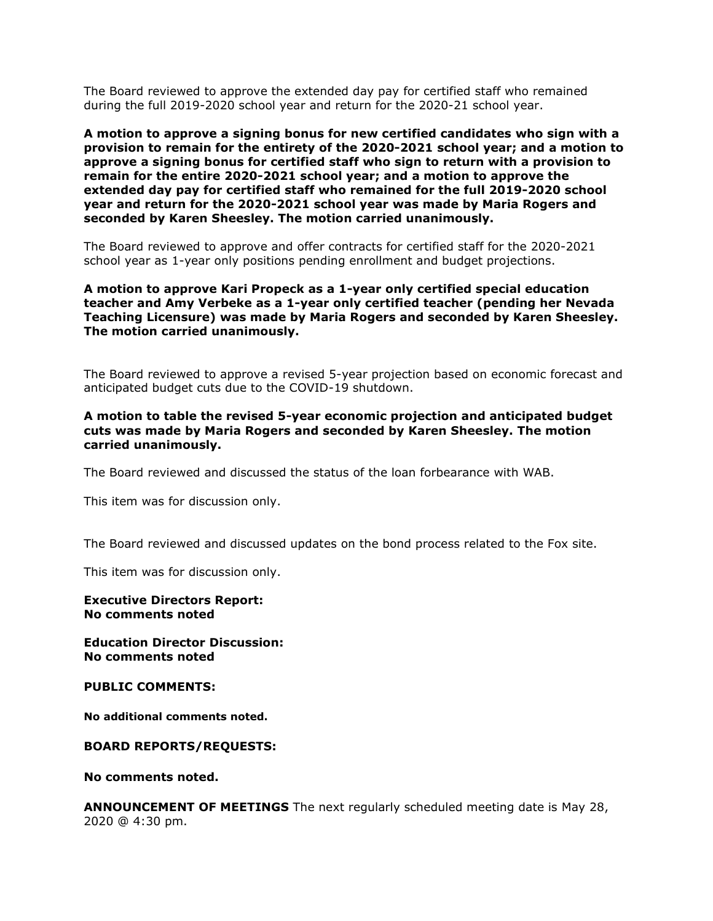The Board reviewed to approve the extended day pay for certified staff who remained during the full 2019-2020 school year and return for the 2020-21 school year.

**A motion to approve a signing bonus for new certified candidates who sign with a provision to remain for the entirety of the 2020-2021 school year; and a motion to approve a signing bonus for certified staff who sign to return with a provision to remain for the entire 2020-2021 school year; and a motion to approve the extended day pay for certified staff who remained for the full 2019-2020 school year and return for the 2020-2021 school year was made by Maria Rogers and seconded by Karen Sheesley. The motion carried unanimously.**

The Board reviewed to approve and offer contracts for certified staff for the 2020-2021 school year as 1-year only positions pending enrollment and budget projections.

**A motion to approve Kari Propeck as a 1-year only certified special education teacher and Amy Verbeke as a 1-year only certified teacher (pending her Nevada Teaching Licensure) was made by Maria Rogers and seconded by Karen Sheesley. The motion carried unanimously.**

The Board reviewed to approve a revised 5-year projection based on economic forecast and anticipated budget cuts due to the COVID-19 shutdown.

**A motion to table the revised 5-year economic projection and anticipated budget cuts was made by Maria Rogers and seconded by Karen Sheesley. The motion carried unanimously.**

The Board reviewed and discussed the status of the loan forbearance with WAB.

This item was for discussion only.

The Board reviewed and discussed updates on the bond process related to the Fox site.

This item was for discussion only.

**Executive Directors Report:**
**No comments noted**

**Education Director Discussion:**
**No comments noted**

**PUBLIC COMMENTS:**

**No additional comments noted.**

**BOARD REPORTS/REQUESTS:**

**No comments noted.**

**ANNOUNCEMENT OF MEETINGS** The next regularly scheduled meeting date is May 28, 2020 @ 4:30 pm.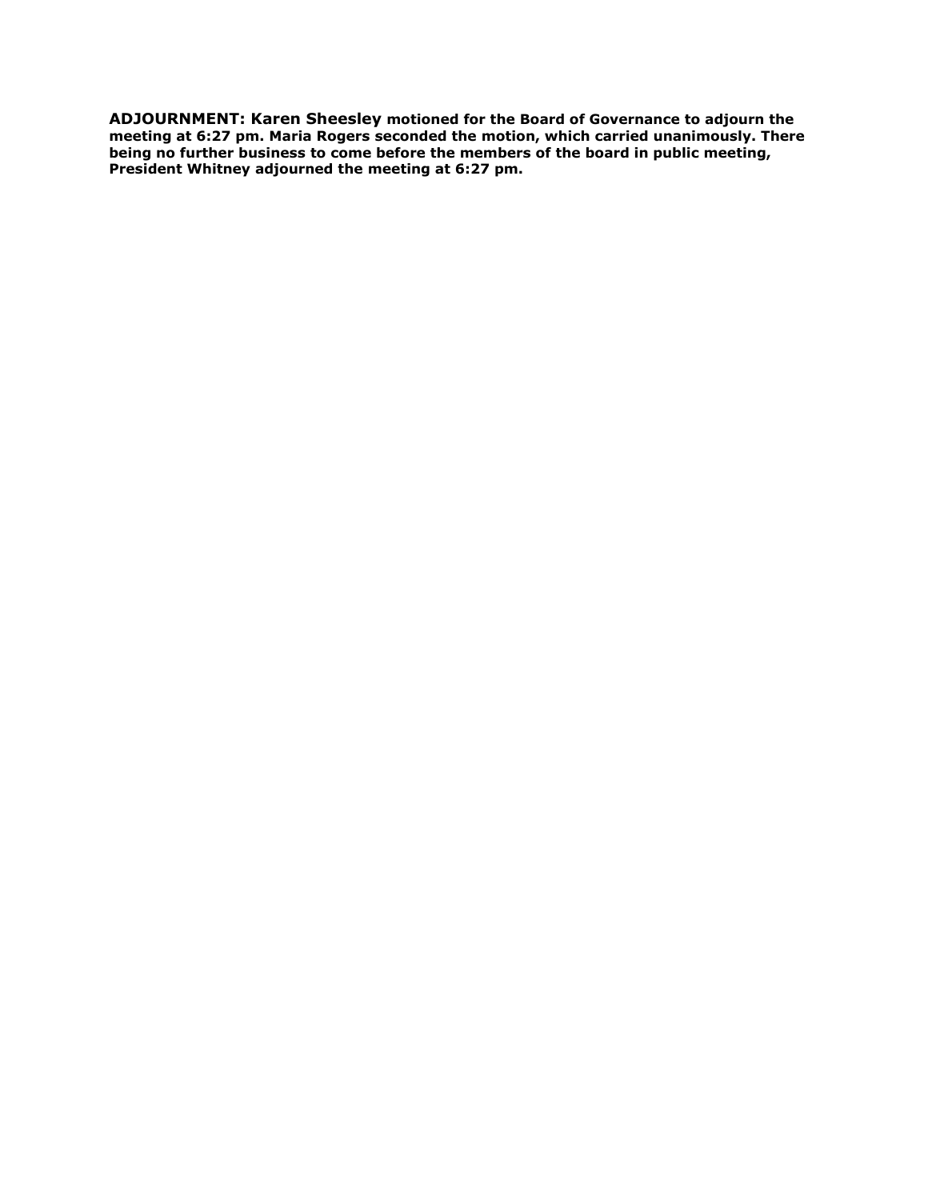**ADJOURNMENT: Karen Sheesley motioned for the Board of Governance to adjourn the meeting at 6:27 pm. Maria Rogers seconded the motion, which carried unanimously. There being no further business to come before the members of the board in public meeting, President Whitney adjourned the meeting at 6:27 pm.**